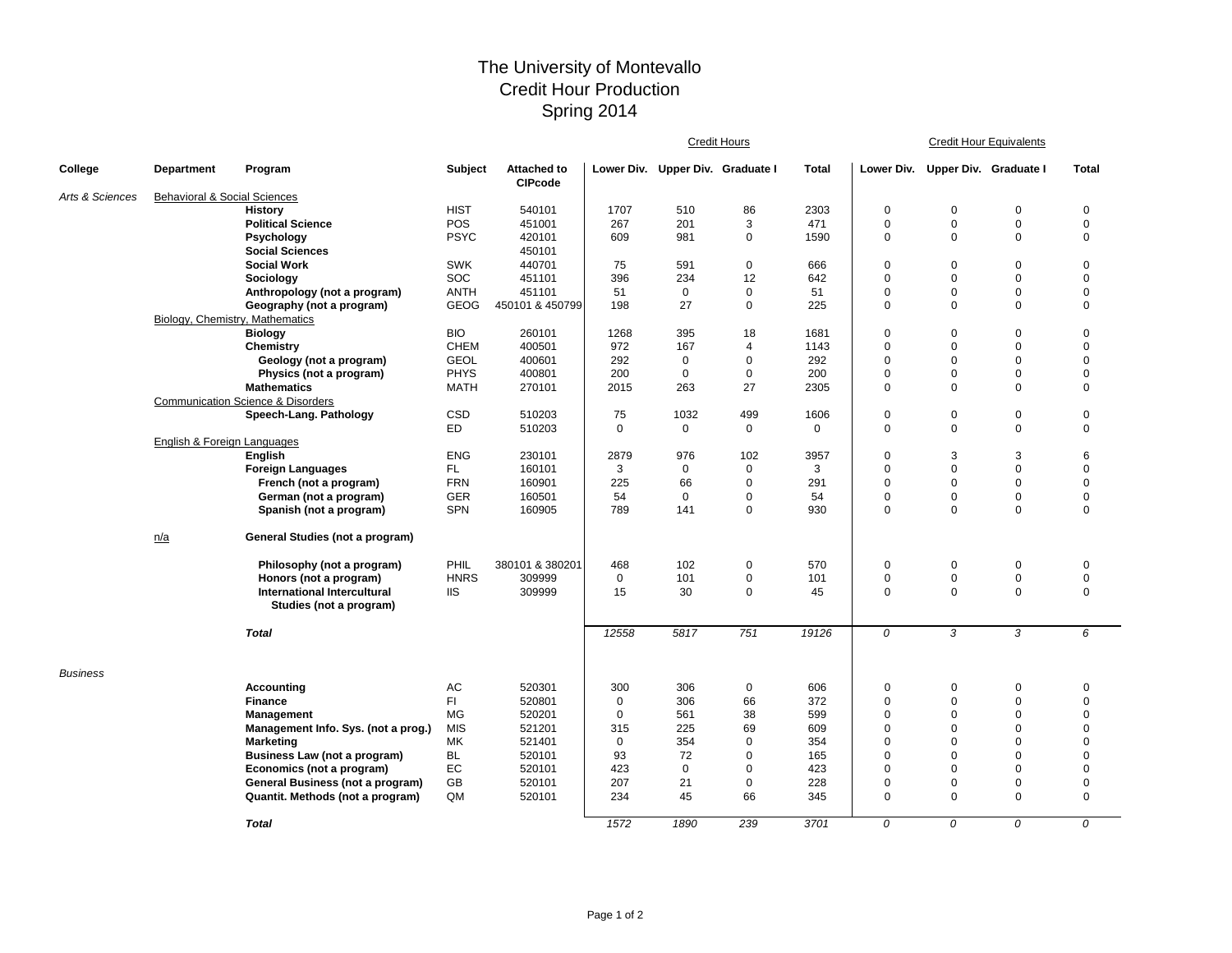# The University of Montevallo
## Credit Hour Production
## Spring 2014

| College | Department | Program | Subject | Attached to CIPcode | Credit Hours | | | | Credit Hour Equivalents | | | |
|---|---|---|---|---|---|---|---|---|---|---|---|---|
| | | | | | Lower Div. | Upper Div. | Graduate I | Total | Lower Div. | Upper Div. | Graduate I | Total |
| *Arts & Sciences* | Behavioral & Social Sciences | | | | | | | | | | | |
| | | **History** | HIST | 540101 | 1707 | 510 | 86 | 2303 | 0 | 0 | 0 | 0 |
| | | **Political Science** | POS | 451001 | 267 | 201 | 3 | 471 | 0 | 0 | 0 | 0 |
| | | **Psychology** | PSYC | 420101 | 609 | 981 | 0 | 1590 | 0 | 0 | 0 | 0 |
| | | **Social Sciences** | | 450101 | | | | | | | | |
| | | **Social Work** | SWK | 440701 | 75 | 591 | 0 | 666 | 0 | 0 | 0 | 0 |
| | | **Sociology** | SOC | 451101 | 396 | 234 | 12 | 642 | 0 | 0 | 0 | 0 |
| | | **Anthropology (not a program)** | ANTH | 451101 | 51 | 0 | 0 | 51 | 0 | 0 | 0 | 0 |
| | | **Geography (not a program)** | GEOG | 450101 & 450799 | 198 | 27 | 0 | 225 | 0 | 0 | 0 | 0 |
| | Biology, Chemistry, Mathematics | | | | | | | | | | | |
| | | **Biology** | BIO | 260101 | 1268 | 395 | 18 | 1681 | 0 | 0 | 0 | 0 |
| | | **Chemistry** | CHEM | 400501 | 972 | 167 | 4 | 1143 | 0 | 0 | 0 | 0 |
| | | **Geology (not a program)** | GEOL | 400601 | 292 | 0 | 0 | 292 | 0 | 0 | 0 | 0 |
| | | **Physics (not a program)** | PHYS | 400801 | 200 | 0 | 0 | 200 | 0 | 0 | 0 | 0 |
| | | **Mathematics** | MATH | 270101 | 2015 | 263 | 27 | 2305 | 0 | 0 | 0 | 0 |
| | Communication Science & Disorders | | | | | | | | | | | |
| | | **Speech-Lang. Pathology** | CSD | 510203 | 75 | 1032 | 499 | 1606 | 0 | 0 | 0 | 0 |
| | | | ED | 510203 | 0 | 0 | 0 | 0 | 0 | 0 | 0 | 0 |
| | English & Foreign Languages | | | | | | | | | | | |
| | | **English** | ENG | 230101 | 2879 | 976 | 102 | 3957 | 0 | 3 | 3 | 6 |
| | | **Foreign Languages** | FL | 160101 | 3 | 0 | 0 | 3 | 0 | 0 | 0 | 0 |
| | | **French (not a program)** | FRN | 160901 | 225 | 66 | 0 | 291 | 0 | 0 | 0 | 0 |
| | | **German (not a program)** | GER | 160501 | 54 | 0 | 0 | 54 | 0 | 0 | 0 | 0 |
| | | **Spanish (not a program)** | SPN | 160905 | 789 | 141 | 0 | 930 | 0 | 0 | 0 | 0 |
| | n/a | **General Studies (not a program)** | | | | | | | | | | |
| | | **Philosophy (not a program)** | PHIL | 380101 & 380201 | 468 | 102 | 0 | 570 | 0 | 0 | 0 | 0 |
| | | **Honors (not a program)** | HNRS | 309999 | 0 | 101 | 0 | 101 | 0 | 0 | 0 | 0 |
| | | **International Intercultural Studies (not a program)** | IIS | 309999 | 15 | 30 | 0 | 45 | 0 | 0 | 0 | 0 |
| | | ***Total*** | | | *12558* | *5817* | *751* | *19126* | *0* | *3* | *3* | *6* |
| *Business* | | | | | | | | | | | | |
| | | **Accounting** | AC | 520301 | 300 | 306 | 0 | 606 | 0 | 0 | 0 | 0 |
| | | **Finance** | FI | 520801 | 0 | 306 | 66 | 372 | 0 | 0 | 0 | 0 |
| | | **Management** | MG | 520201 | 0 | 561 | 38 | 599 | 0 | 0 | 0 | 0 |
| | | **Management Info. Sys. (not a prog.)** | MIS | 521201 | 315 | 225 | 69 | 609 | 0 | 0 | 0 | 0 |
| | | **Marketing** | MK | 521401 | 0 | 354 | 0 | 354 | 0 | 0 | 0 | 0 |
| | | **Business Law (not a program)** | BL | 520101 | 93 | 72 | 0 | 165 | 0 | 0 | 0 | 0 |
| | | **Economics (not a program)** | EC | 520101 | 423 | 0 | 0 | 423 | 0 | 0 | 0 | 0 |
| | | **General Business (not a program)** | GB | 520101 | 207 | 21 | 0 | 228 | 0 | 0 | 0 | 0 |
| | | **Quantit. Methods (not a program)** | QM | 520101 | 234 | 45 | 66 | 345 | 0 | 0 | 0 | 0 |
| | | ***Total*** | | | *1572* | *1890* | *239* | *3701* | *0* | *0* | *0* | *0* |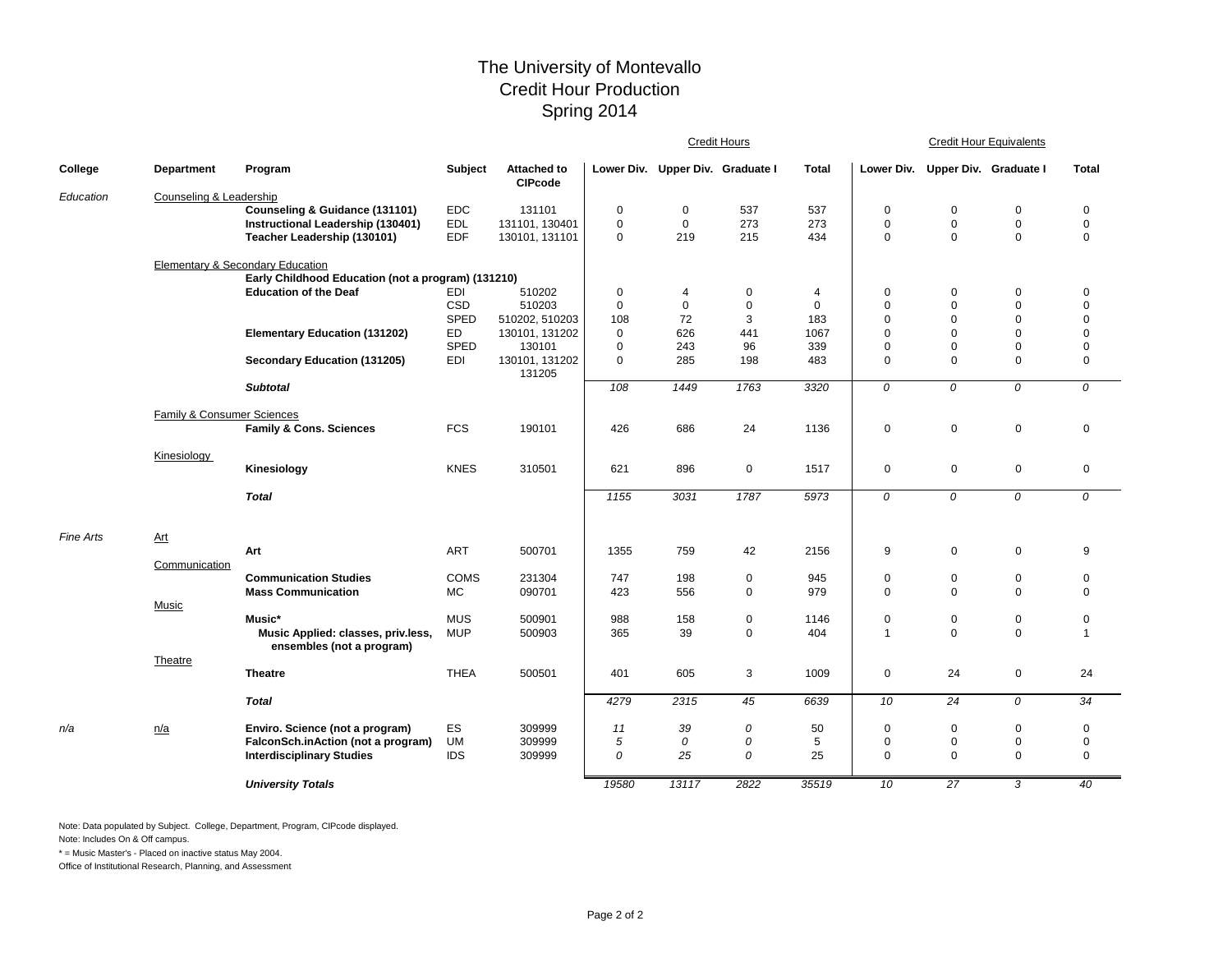# The University of Montevallo
## Credit Hour Production
## Spring 2014

| College | Department | Program | Subject | Attached to CIPcode | Credit Hours: Lower Div. | Credit Hours: Upper Div. | Credit Hours: Graduate I | Credit Hours: Total | Credit Hour Equivalents: Lower Div. | Credit Hour Equivalents: Upper Div. | Credit Hour Equivalents: Graduate I | Credit Hour Equivalents: Total |
|---|---|---|---|---|---|---|---|---|---|---|---|---|
| *Education* | Counseling & Leadership | | | | | | | | | | | |
| | | **Counseling & Guidance (131101)** | EDC | 131101 | 0 | 0 | 537 | 537 | 0 | 0 | 0 | 0 |
| | | **Instructional Leadership (130401)** | EDL | 131101, 130401 | 0 | 0 | 273 | 273 | 0 | 0 | 0 | 0 |
| | | **Teacher Leadership (130101)** | EDF | 130101, 131101 | 0 | 219 | 215 | 434 | 0 | 0 | 0 | 0 |
| | Elementary & Secondary Education | | | | | | | | | | | |
| | | **Early Childhood Education (not a program) (131210)** | | | | | | | | | | |
| | | **Education of the Deaf** | EDI | 510202 | 0 | 4 | 0 | 4 | 0 | 0 | 0 | 0 |
| | | | CSD | 510203 | 0 | 0 | 0 | 0 | 0 | 0 | 0 | 0 |
| | | | SPED | 510202, 510203 | 108 | 72 | 3 | 183 | 0 | 0 | 0 | 0 |
| | | **Elementary Education (131202)** | ED | 130101, 131202 | 0 | 626 | 441 | 1067 | 0 | 0 | 0 | 0 |
| | | | SPED | 130101 | 0 | 243 | 96 | 339 | 0 | 0 | 0 | 0 |
| | | **Secondary Education (131205)** | EDI | 130101, 131202 131205 | 0 | 285 | 198 | 483 | 0 | 0 | 0 | 0 |
| | | ***Subtotal*** | | | *108* | *1449* | *1763* | *3320* | *0* | *0* | *0* | *0* |
| | Family & Consumer Sciences | | | | | | | | | | | |
| | | **Family & Cons. Sciences** | FCS | 190101 | 426 | 686 | 24 | 1136 | 0 | 0 | 0 | 0 |
| | Kinesiology | | | | | | | | | | | |
| | | **Kinesiology** | KNES | 310501 | 621 | 896 | 0 | 1517 | 0 | 0 | 0 | 0 |
| | | ***Total*** | | | *1155* | *3031* | *1787* | *5973* | *0* | *0* | *0* | *0* |
| *Fine Arts* | Art | | | | | | | | | | | |
| | | **Art** | ART | 500701 | 1355 | 759 | 42 | 2156 | 9 | 0 | 0 | 9 |
| | Communication | | | | | | | | | | | |
| | | **Communication Studies** | COMS | 231304 | 747 | 198 | 0 | 945 | 0 | 0 | 0 | 0 |
| | | **Mass Communication** | MC | 090701 | 423 | 556 | 0 | 979 | 0 | 0 | 0 | 0 |
| | Music | | | | | | | | | | | |
| | | **Music*** | MUS | 500901 | 988 | 158 | 0 | 1146 | 0 | 0 | 0 | 0 |
| | | **Music Applied: classes, priv.less, ensembles (not a program)** | MUP | 500903 | 365 | 39 | 0 | 404 | 1 | 0 | 0 | 1 |
| | Theatre | | | | | | | | | | | |
| | | **Theatre** | THEA | 500501 | 401 | 605 | 3 | 1009 | 0 | 24 | 0 | 24 |
| | | ***Total*** | | | *4279* | *2315* | *45* | *6639* | *10* | *24* | *0* | *34* |
| *n/a* | n/a | **Enviro. Science (not a program)** | ES | 309999 | *11* | *39* | *0* | 50 | 0 | 0 | 0 | 0 |
| | | **FalconSch.inAction (not a program)** | UM | 309999 | *5* | *0* | *0* | 5 | 0 | 0 | 0 | 0 |
| | | **Interdisciplinary Studies** | IDS | 309999 | *0* | *25* | *0* | 25 | 0 | 0 | 0 | 0 |
| | | ***University Totals*** | | | *19580* | *13117* | *2822* | *35519* | *10* | *27* | *3* | *40* |

Note: Data populated by Subject. College, Department, Program, CIPcode displayed.

Note: Includes On & Off campus.

* = Music Master's - Placed on inactive status May 2004.

Office of Institutional Research, Planning, and Assessment